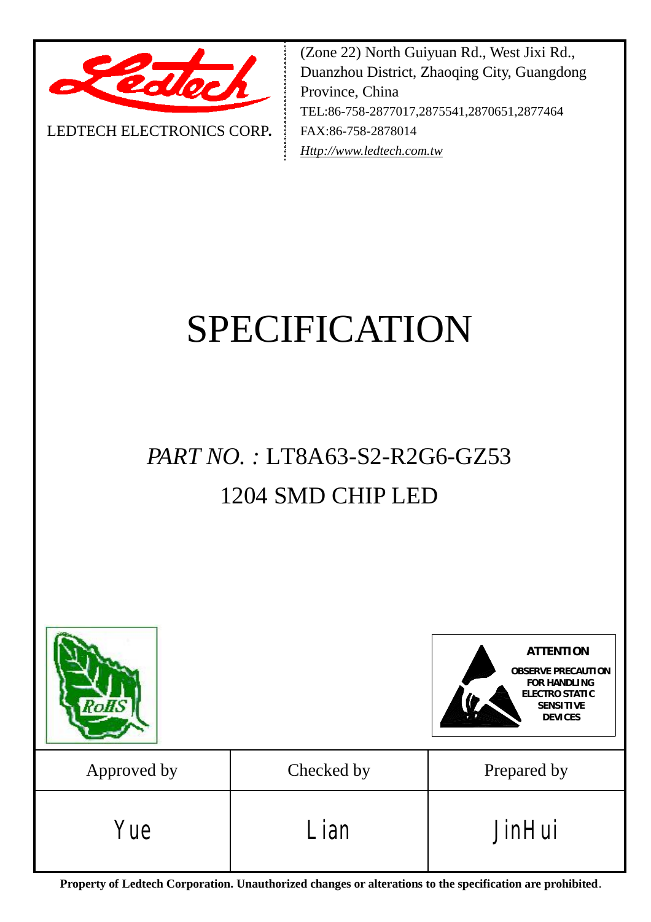LEDTECH ELECTRONICS CORP.

(Zone 22) North Guiyuan Rd., West Jixi Rd., Duanzhou District, Zhaoqing City, Guangdong Province, China
TEL:86-758-2877017,2875541,2870651,2877464
FAX:86-758-2878014
*Http://www.ledtech.com.tw*

# SPECIFICATION

## *PART NO. :* LT8A63-S2-R2G6-GZ53
## 1204 SMD CHIP LED

RoHS

**ATTENTION**
**OBSERVE PRECAUTION FOR HANDLING ELECTRO STATIC SENSITIVE DEVICES**

| Approved by | Checked by | Prepared by |
|---|---|---|
| Yue | Lian | JinHui |

**Property of Ledtech Corporation. Unauthorized changes or alterations to the specification are prohibited**.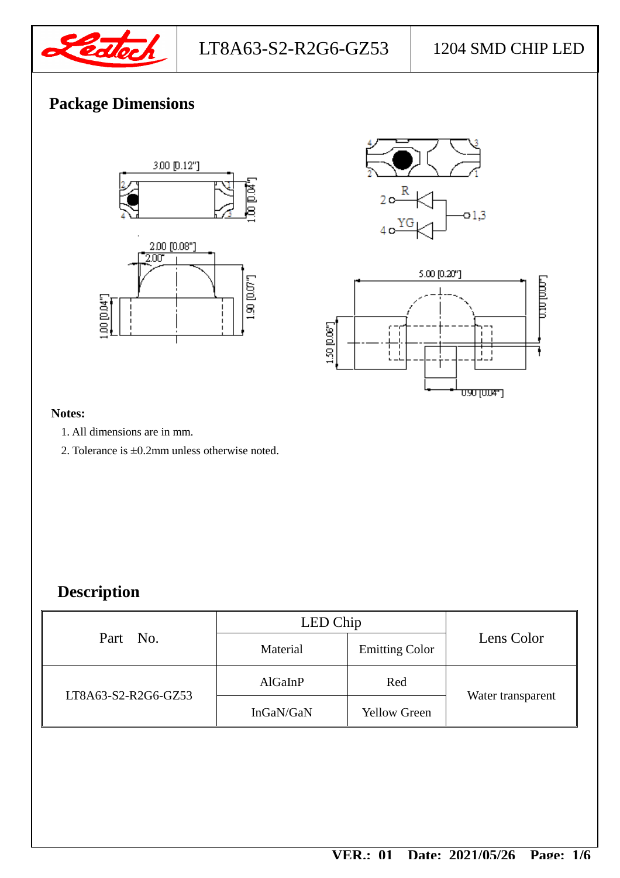# LT8A63-S2-R2G6-GZ53

1204 SMD CHIP LED

## Package Dimensions

3.00 [0.12"]

1.00 [0.04"]

2.00 [0.08"]

2.00"

1.90 [0.07"]

1.00 [0.04"]

R

YG

2

4

1,3

5.00 [0.20"]

0.10 [0.00"]

1.50 [0.06"]

0.90 [0.04"]

**Notes:**

1. All dimensions are in mm.
2. Tolerance is ±0.2mm unless otherwise noted.

## Description

| Part No. | LED Chip | | Lens Color |
|---|---|---|---|
| | Material | Emitting Color | |
| LT8A63-S2-R2G6-GZ53 | AlGaInP | Red | Water transparent |
| | InGaN/GaN | Yellow Green | |

VER.: 01 Date: 2021/05/26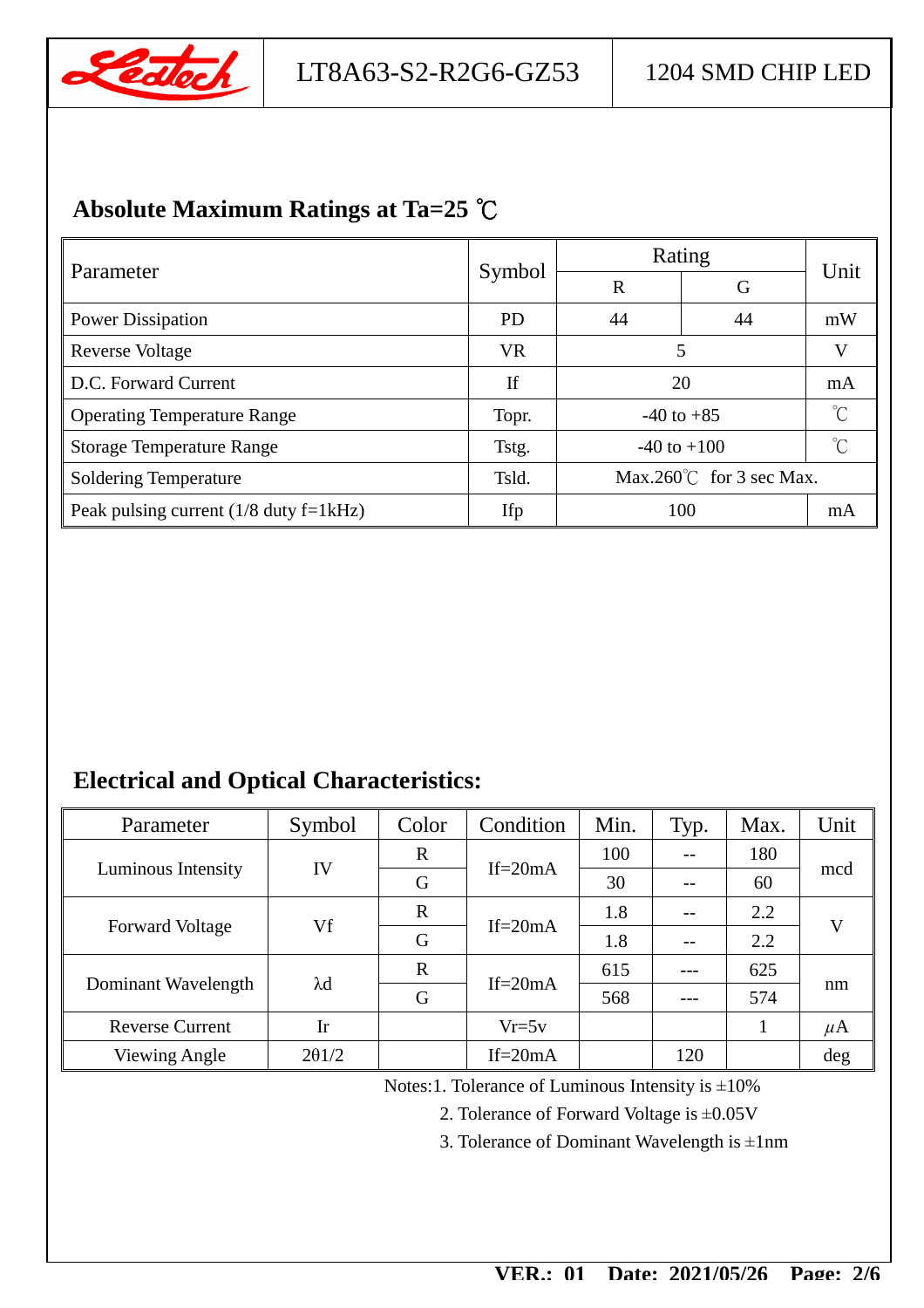## Absolute Maximum Ratings at Ta=25 ℃

| Parameter | Symbol | Rating | | Unit |
|---|---|---|---|---|
| | | R | G | |
| Power Dissipation | PD | 44 | 44 | mW |
| Reverse Voltage | VR | 5 | | V |
| D.C. Forward Current | If | 20 | | mA |
| Operating Temperature Range | Topr. | -40 to +85 | | ℃ |
| Storage Temperature Range | Tstg. | -40 to +100 | | ℃ |
| Soldering Temperature | Tsld. | Max.260℃ for 3 sec Max. | | |
| Peak pulsing current (1/8 duty f=1kHz) | Ifp | 100 | | mA |

## Electrical and Optical Characteristics:

| Parameter | Symbol | Color | Condition | Min. | Typ. | Max. | Unit |
|---|---|---|---|---|---|---|---|
| Luminous Intensity | IV | R | If=20mA | 100 | -- | 180 | mcd |
| | | G | | 30 | -- | 60 | |
| Forward Voltage | Vf | R | If=20mA | 1.8 | -- | 2.2 | V |
| | | G | | 1.8 | -- | 2.2 | |
| Dominant Wavelength | λd | R | If=20mA | 615 | --- | 625 | nm |
| | | G | | 568 | --- | 574 | |
| Reverse Current | Ir | | Vr=5v | | | 1 | μA |
| Viewing Angle | 2θ1/2 | | If=20mA | | 120 | | deg |

Notes:1. Tolerance of Luminous Intensity is ±10%

2. Tolerance of Forward Voltage is ±0.05V

3. Tolerance of Dominant Wavelength is ±1nm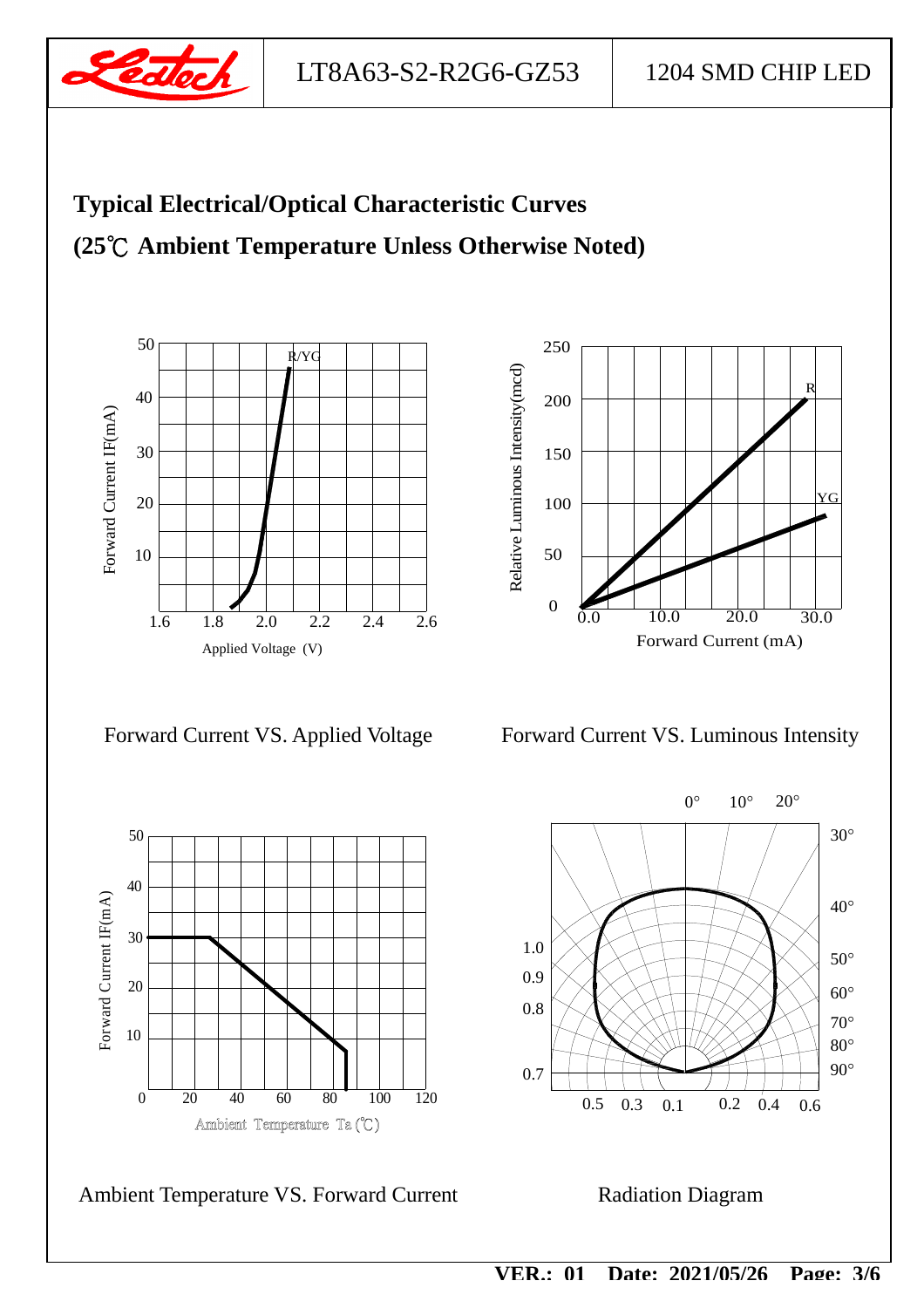## Typical Electrical/Optical Characteristic Curves

## (25℃ Ambient Temperature Unless Otherwise Noted)

50
40
30
20
10
1.6 1.8 2.0 2.2 2.4 2.6
R/YG
Forward Current IF(mA)
Applied Voltage (V)

Forward Current VS. Applied Voltage

250
200
150
100
50
0
0.0 10.0 20.0 30.0
R
YG
Relative Luminous Intensity(mcd)
Forward Current (mA)

Forward Current VS. Luminous Intensity

50
40
30
20
10
0
0 20 40 60 80 100 120
Forward Current IF(mA)
Ambient Temperature Ta (℃)

Ambient Temperature VS. Forward Current

0° 10° 20° 30° 40° 50° 60° 70° 80° 90°
1.0
0.9
0.8
0.7
0.5 0.3 0.1 0.2 0.4 0.6

Radiation Diagram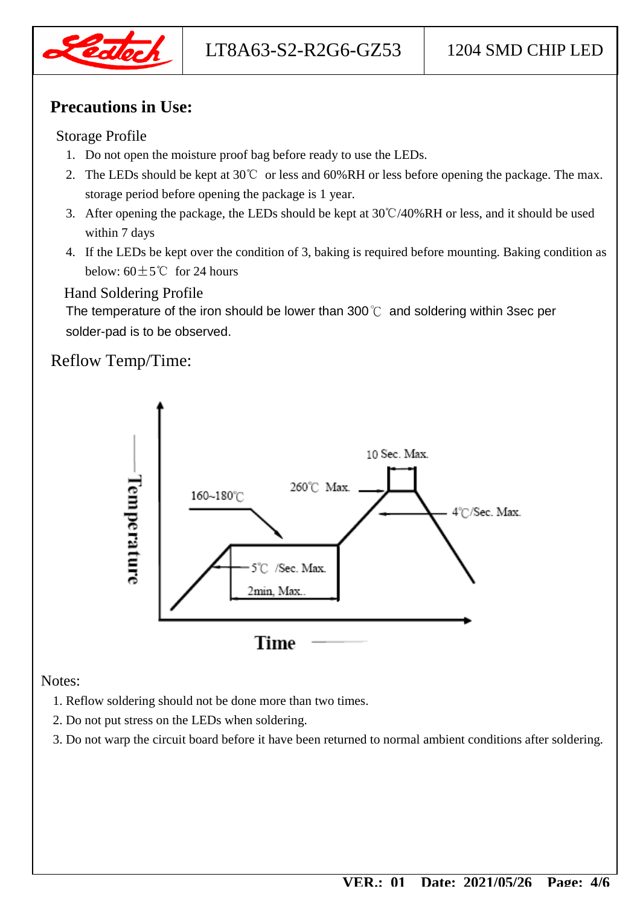## Precautions in Use:

### Storage Profile

1. Do not open the moisture proof bag before ready to use the LEDs.
2. The LEDs should be kept at 30℃ or less and 60%RH or less before opening the package. The max. storage period before opening the package is 1 year.
3. After opening the package, the LEDs should be kept at 30℃/40%RH or less, and it should be used within 7 days
4. If the LEDs be kept over the condition of 3, baking is required before mounting. Baking condition as below: 60±5℃ for 24 hours

### Hand Soldering Profile

The temperature of the iron should be lower than 300℃ and soldering within 3sec per solder-pad is to be observed.

## Reflow Temp/Time:

10 Sec. Max.
260℃ Max.
160~180℃
4℃/Sec. Max.
5℃ /Sec. Max.
2min, Max..
Temperature
Time

Notes:

1. Reflow soldering should not be done more than two times.
2. Do not put stress on the LEDs when soldering.
3. Do not warp the circuit board before it have been returned to normal ambient conditions after soldering.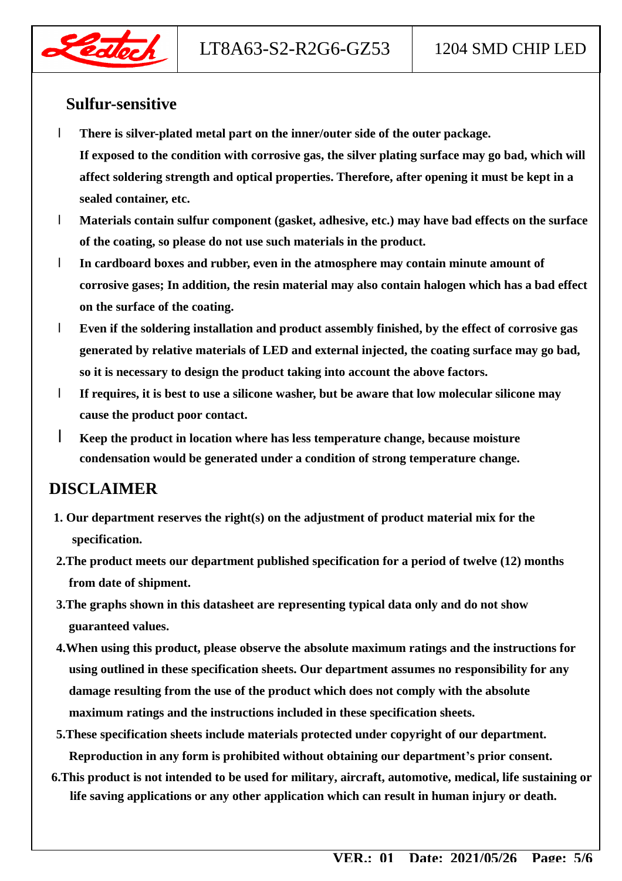## Sulfur-sensitive

- **There is silver-plated metal part on the inner/outer side of the outer package. If exposed to the condition with corrosive gas, the silver plating surface may go bad, which will affect soldering strength and optical properties. Therefore, after opening it must be kept in a sealed container, etc.**
- **Materials contain sulfur component (gasket, adhesive, etc.) may have bad effects on the surface of the coating, so please do not use such materials in the product.**
- **In cardboard boxes and rubber, even in the atmosphere may contain minute amount of corrosive gases; In addition, the resin material may also contain halogen which has a bad effect on the surface of the coating.**
- **Even if the soldering installation and product assembly finished, by the effect of corrosive gas generated by relative materials of LED and external injected, the coating surface may go bad, so it is necessary to design the product taking into account the above factors.**
- **If requires, it is best to use a silicone washer, but be aware that low molecular silicone may cause the product poor contact.**
- **Keep the product in location where has less temperature change, because moisture condensation would be generated under a condition of strong temperature change.**

# DISCLAIMER

1. **Our department reserves the right(s) on the adjustment of product material mix for the specification.**
2. **The product meets our department published specification for a period of twelve (12) months from date of shipment.**
3. **The graphs shown in this datasheet are representing typical data only and do not show guaranteed values.**
4. **When using this product, please observe the absolute maximum ratings and the instructions for using outlined in these specification sheets. Our department assumes no responsibility for any damage resulting from the use of the product which does not comply with the absolute maximum ratings and the instructions included in these specification sheets.**
5. **These specification sheets include materials protected under copyright of our department. Reproduction in any form is prohibited without obtaining our department's prior consent.**
6. **This product is not intended to be used for military, aircraft, automotive, medical, life sustaining or life saving applications or any other application which can result in human injury or death.**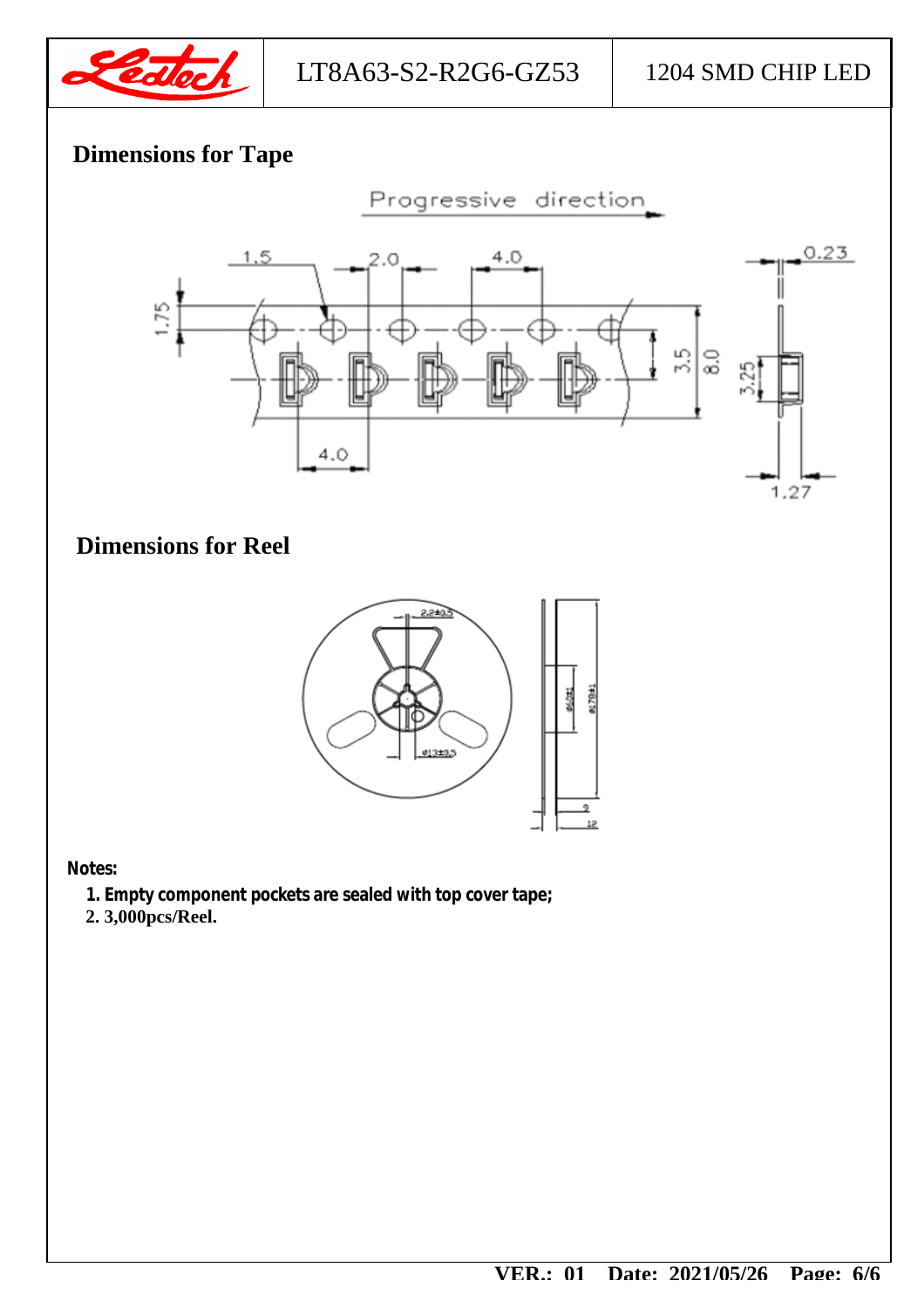## Dimensions for Tape

Progressive direction

1.5
2.0
4.0
0.23
1.75
3.5
8.0
3.25
4.0
1.27

## Dimensions for Reel

2.2±0.5
ø13±0.5
ø60±1
ø178±1
9
12

**Notes:**

1. **Empty component pockets are sealed with top cover tape;**
2. **3,000pcs/Reel.**